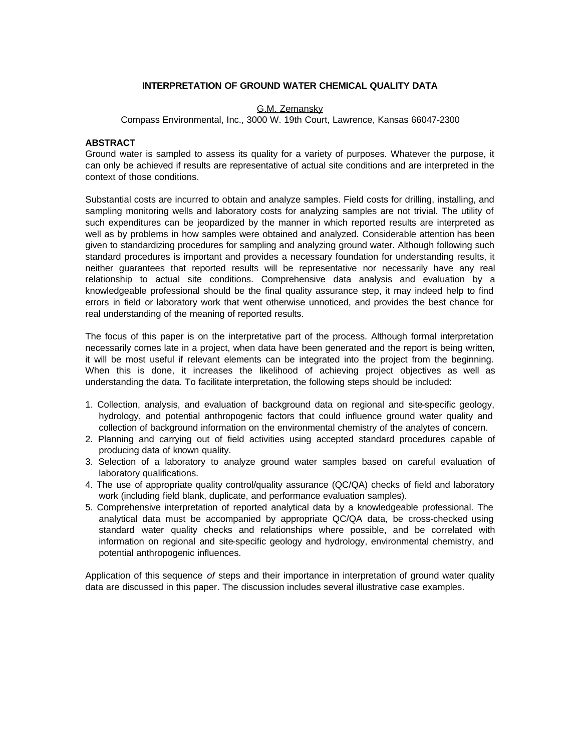# INTERPRETATION OF GROUND WATER CHEMICAL QUALITY DATA

G.M. Zemansky

Compass Environmental, Inc., 3000 W. 19th Court, Lawrence, Kansas 66047-2300

## ABSTRACT

Ground water is sampled to assess its quality for a variety of purposes. Whatever the purpose, it can only be achieved if results are representative of actual site conditions and are interpreted in the context of those conditions.

Substantial costs are incurred to obtain and analyze samples. Field costs for drilling, installing, and sampling monitoring wells and laboratory costs for analyzing samples are not trivial. The utility of such expenditures can be jeopardized by the manner in which reported results are interpreted as well as by problems in how samples were obtained and analyzed. Considerable attention has been given to standardizing procedures for sampling and analyzing ground water. Although following such standard procedures is important and provides a necessary foundation for understanding results, it neither guarantees that reported results will be representative nor necessarily have any real relationship to actual site conditions. Comprehensive data analysis and evaluation by a knowledgeable professional should be the final quality assurance step, it may indeed help to find errors in field or laboratory work that went otherwise unnoticed, and provides the best chance for real understanding of the meaning of reported results.

The focus of this paper is on the interpretative part of the process. Although formal interpretation necessarily comes late in a project, when data have been generated and the report is being written, it will be most useful if relevant elements can be integrated into the project from the beginning. When this is done, it increases the likelihood of achieving project objectives as well as understanding the data. To facilitate interpretation, the following steps should be included:

1. Collection, analysis, and evaluation of background data on regional and site-specific geology, hydrology, and potential anthropogenic factors that could influence ground water quality and collection of background information on the environmental chemistry of the analytes of concern.
2. Planning and carrying out of field activities using accepted standard procedures capable of producing data of known quality.
3. Selection of a laboratory to analyze ground water samples based on careful evaluation of laboratory qualifications.
4. The use of appropriate quality control/quality assurance (QC/QA) checks of field and laboratory work (including field blank, duplicate, and performance evaluation samples).
5. Comprehensive interpretation of reported analytical data by a knowledgeable professional. The analytical data must be accompanied by appropriate QC/QA data, be cross-checked using standard water quality checks and relationships where possible, and be correlated with information on regional and site-specific geology and hydrology, environmental chemistry, and potential anthropogenic influences.

Application of this sequence *of* steps and their importance in interpretation of ground water quality data are discussed in this paper. The discussion includes several illustrative case examples.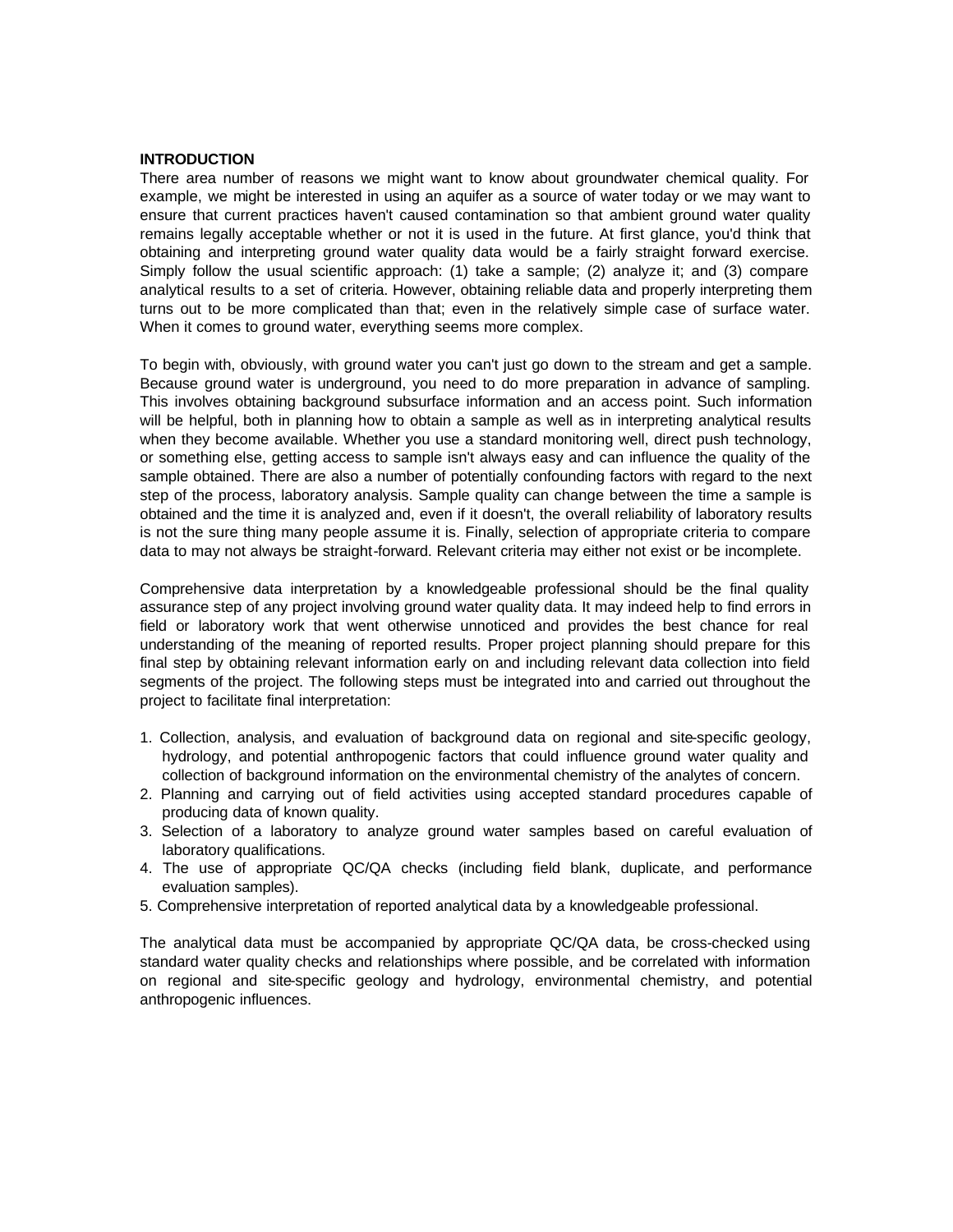## INTRODUCTION

There area number of reasons we might want to know about groundwater chemical quality. For example, we might be interested in using an aquifer as a source of water today or we may want to ensure that current practices haven't caused contamination so that ambient ground water quality remains legally acceptable whether or not it is used in the future. At first glance, you'd think that obtaining and interpreting ground water quality data would be a fairly straight forward exercise. Simply follow the usual scientific approach: (1) take a sample; (2) analyze it; and (3) compare analytical results to a set of criteria. However, obtaining reliable data and properly interpreting them turns out to be more complicated than that; even in the relatively simple case of surface water. When it comes to ground water, everything seems more complex.

To begin with, obviously, with ground water you can't just go down to the stream and get a sample. Because ground water is underground, you need to do more preparation in advance of sampling. This involves obtaining background subsurface information and an access point. Such information will be helpful, both in planning how to obtain a sample as well as in interpreting analytical results when they become available. Whether you use a standard monitoring well, direct push technology, or something else, getting access to sample isn't always easy and can influence the quality of the sample obtained. There are also a number of potentially confounding factors with regard to the next step of the process, laboratory analysis. Sample quality can change between the time a sample is obtained and the time it is analyzed and, even if it doesn't, the overall reliability of laboratory results is not the sure thing many people assume it is. Finally, selection of appropriate criteria to compare data to may not always be straight-forward. Relevant criteria may either not exist or be incomplete.

Comprehensive data interpretation by a knowledgeable professional should be the final quality assurance step of any project involving ground water quality data. It may indeed help to find errors in field or laboratory work that went otherwise unnoticed and provides the best chance for real understanding of the meaning of reported results. Proper project planning should prepare for this final step by obtaining relevant information early on and including relevant data collection into field segments of the project. The following steps must be integrated into and carried out throughout the project to facilitate final interpretation:

1. Collection, analysis, and evaluation of background data on regional and site-specific geology, hydrology, and potential anthropogenic factors that could influence ground water quality and collection of background information on the environmental chemistry of the analytes of concern.
2. Planning and carrying out of field activities using accepted standard procedures capable of producing data of known quality.
3. Selection of a laboratory to analyze ground water samples based on careful evaluation of laboratory qualifications.
4. The use of appropriate QC/QA checks (including field blank, duplicate, and performance evaluation samples).
5. Comprehensive interpretation of reported analytical data by a knowledgeable professional.

The analytical data must be accompanied by appropriate QC/QA data, be cross-checked using standard water quality checks and relationships where possible, and be correlated with information on regional and site-specific geology and hydrology, environmental chemistry, and potential anthropogenic influences.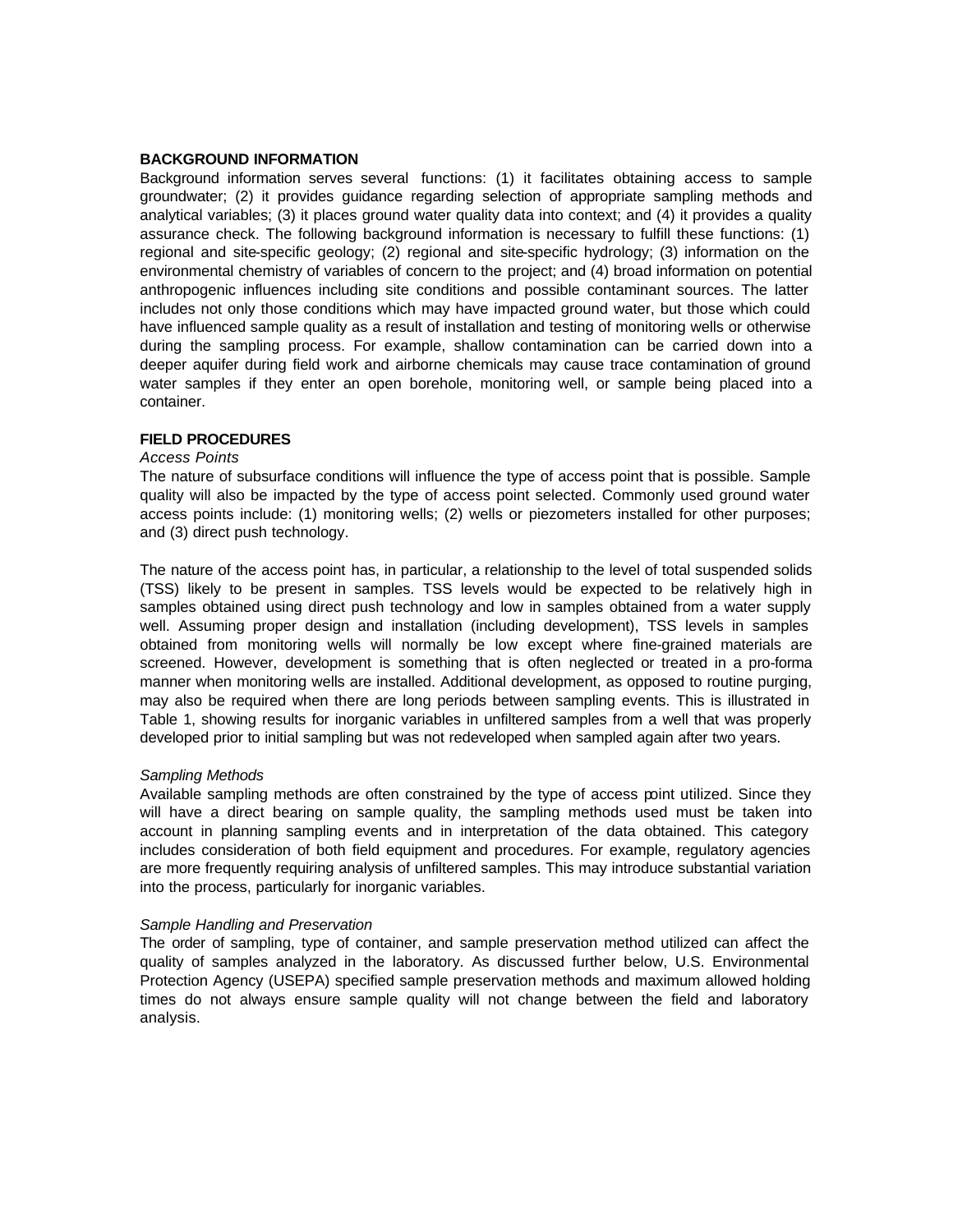## BACKGROUND INFORMATION

Background information serves several functions: (1) it facilitates obtaining access to sample groundwater; (2) it provides guidance regarding selection of appropriate sampling methods and analytical variables; (3) it places ground water quality data into context; and (4) it provides a quality assurance check. The following background information is necessary to fulfill these functions: (1) regional and site-specific geology; (2) regional and site-specific hydrology; (3) information on the environmental chemistry of variables of concern to the project; and (4) broad information on potential anthropogenic influences including site conditions and possible contaminant sources. The latter includes not only those conditions which may have impacted ground water, but those which could have influenced sample quality as a result of installation and testing of monitoring wells or otherwise during the sampling process. For example, shallow contamination can be carried down into a deeper aquifer during field work and airborne chemicals may cause trace contamination of ground water samples if they enter an open borehole, monitoring well, or sample being placed into a container.

## FIELD PROCEDURES

### *Access Points*

The nature of subsurface conditions will influence the type of access point that is possible. Sample quality will also be impacted by the type of access point selected. Commonly used ground water access points include: (1) monitoring wells; (2) wells or piezometers installed for other purposes; and (3) direct push technology.

The nature of the access point has, in particular, a relationship to the level of total suspended solids (TSS) likely to be present in samples. TSS levels would be expected to be relatively high in samples obtained using direct push technology and low in samples obtained from a water supply well. Assuming proper design and installation (including development), TSS levels in samples obtained from monitoring wells will normally be low except where fine-grained materials are screened. However, development is something that is often neglected or treated in a pro-forma manner when monitoring wells are installed. Additional development, as opposed to routine purging, may also be required when there are long periods between sampling events. This is illustrated in Table 1, showing results for inorganic variables in unfiltered samples from a well that was properly developed prior to initial sampling but was not redeveloped when sampled again after two years.

### *Sampling Methods*

Available sampling methods are often constrained by the type of access point utilized. Since they will have a direct bearing on sample quality, the sampling methods used must be taken into account in planning sampling events and in interpretation of the data obtained. This category includes consideration of both field equipment and procedures. For example, regulatory agencies are more frequently requiring analysis of unfiltered samples. This may introduce substantial variation into the process, particularly for inorganic variables.

### *Sample Handling and Preservation*

The order of sampling, type of container, and sample preservation method utilized can affect the quality of samples analyzed in the laboratory. As discussed further below, U.S. Environmental Protection Agency (USEPA) specified sample preservation methods and maximum allowed holding times do not always ensure sample quality will not change between the field and laboratory analysis.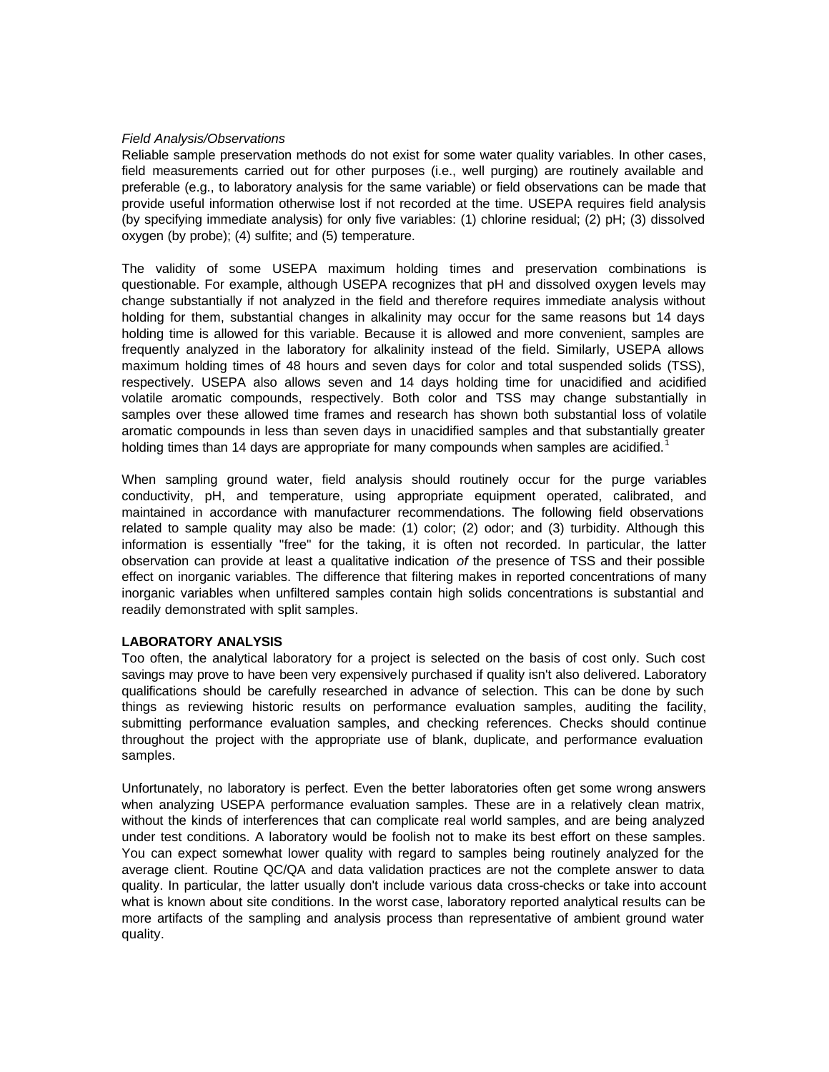*Field Analysis/Observations*

Reliable sample preservation methods do not exist for some water quality variables. In other cases, field measurements carried out for other purposes (i.e., well purging) are routinely available and preferable (e.g., to laboratory analysis for the same variable) or field observations can be made that provide useful information otherwise lost if not recorded at the time. USEPA requires field analysis (by specifying immediate analysis) for only five variables: (1) chlorine residual; (2) pH; (3) dissolved oxygen (by probe); (4) sulfite; and (5) temperature.

The validity of some USEPA maximum holding times and preservation combinations is questionable. For example, although USEPA recognizes that pH and dissolved oxygen levels may change substantially if not analyzed in the field and therefore requires immediate analysis without holding for them, substantial changes in alkalinity may occur for the same reasons but 14 days holding time is allowed for this variable. Because it is allowed and more convenient, samples are frequently analyzed in the laboratory for alkalinity instead of the field. Similarly, USEPA allows maximum holding times of 48 hours and seven days for color and total suspended solids (TSS), respectively. USEPA also allows seven and 14 days holding time for unacidified and acidified volatile aromatic compounds, respectively. Both color and TSS may change substantially in samples over these allowed time frames and research has shown both substantial loss of volatile aromatic compounds in less than seven days in unacidified samples and that substantially greater holding times than 14 days are appropriate for many compounds when samples are acidified.[1]

When sampling ground water, field analysis should routinely occur for the purge variables conductivity, pH, and temperature, using appropriate equipment operated, calibrated, and maintained in accordance with manufacturer recommendations. The following field observations related to sample quality may also be made: (1) color; (2) odor; and (3) turbidity. Although this information is essentially "free" for the taking, it is often not recorded. In particular, the latter observation can provide at least a qualitative indication *of* the presence of TSS and their possible effect on inorganic variables. The difference that filtering makes in reported concentrations of many inorganic variables when unfiltered samples contain high solids concentrations is substantial and readily demonstrated with split samples.

**LABORATORY ANALYSIS**

Too often, the analytical laboratory for a project is selected on the basis of cost only. Such cost savings may prove to have been very expensively purchased if quality isn't also delivered. Laboratory qualifications should be carefully researched in advance of selection. This can be done by such things as reviewing historic results on performance evaluation samples, auditing the facility, submitting performance evaluation samples, and checking references. Checks should continue throughout the project with the appropriate use of blank, duplicate, and performance evaluation samples.

Unfortunately, no laboratory is perfect. Even the better laboratories often get some wrong answers when analyzing USEPA performance evaluation samples. These are in a relatively clean matrix, without the kinds of interferences that can complicate real world samples, and are being analyzed under test conditions. A laboratory would be foolish not to make its best effort on these samples. You can expect somewhat lower quality with regard to samples being routinely analyzed for the average client. Routine QC/QA and data validation practices are not the complete answer to data quality. In particular, the latter usually don't include various data cross-checks or take into account what is known about site conditions. In the worst case, laboratory reported analytical results can be more artifacts of the sampling and analysis process than representative of ambient ground water quality.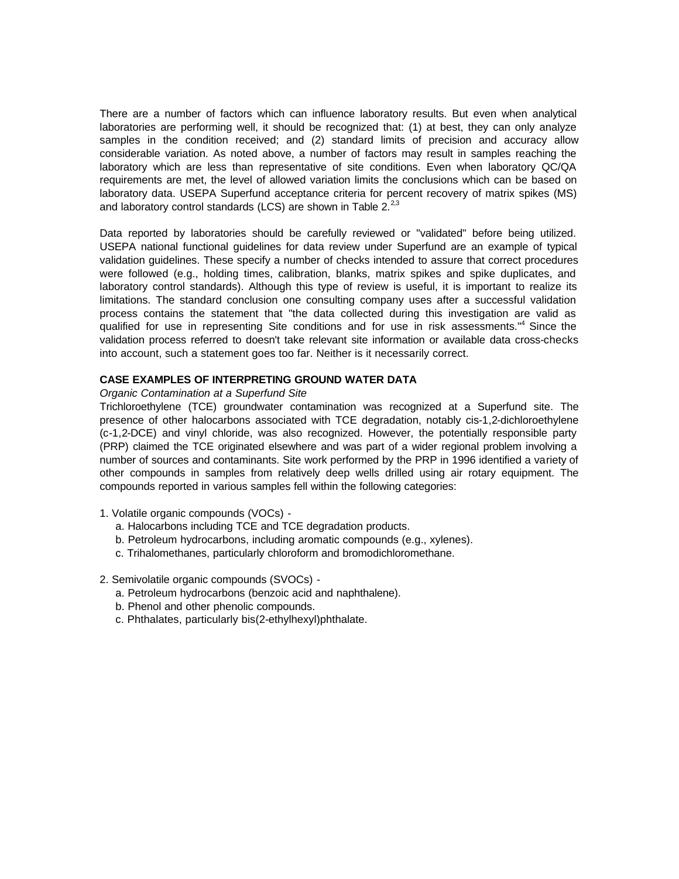There are a number of factors which can influence laboratory results. But even when analytical laboratories are performing well, it should be recognized that: (1) at best, they can only analyze samples in the condition received; and (2) standard limits of precision and accuracy allow considerable variation. As noted above, a number of factors may result in samples reaching the laboratory which are less than representative of site conditions. Even when laboratory QC/QA requirements are met, the level of allowed variation limits the conclusions which can be based on laboratory data. USEPA Superfund acceptance criteria for percent recovery of matrix spikes (MS) and laboratory control standards (LCS) are shown in Table 2.[2,3]

Data reported by laboratories should be carefully reviewed or "validated" before being utilized. USEPA national functional guidelines for data review under Superfund are an example of typical validation guidelines. These specify a number of checks intended to assure that correct procedures were followed (e.g., holding times, calibration, blanks, matrix spikes and spike duplicates, and laboratory control standards). Although this type of review is useful, it is important to realize its limitations. The standard conclusion one consulting company uses after a successful validation process contains the statement that "the data collected during this investigation are valid as qualified for use in representing Site conditions and for use in risk assessments."[4] Since the validation process referred to doesn't take relevant site information or available data cross-checks into account, such a statement goes too far. Neither is it necessarily correct.

## CASE EXAMPLES OF INTERPRETING GROUND WATER DATA

*Organic Contamination at a Superfund Site*

Trichloroethylene (TCE) groundwater contamination was recognized at a Superfund site. The presence of other halocarbons associated with TCE degradation, notably cis-1,2-dichloroethylene (c-1,2-DCE) and vinyl chloride, was also recognized. However, the potentially responsible party (PRP) claimed the TCE originated elsewhere and was part of a wider regional problem involving a number of sources and contaminants. Site work performed by the PRP in 1996 identified a variety of other compounds in samples from relatively deep wells drilled using air rotary equipment. The compounds reported in various samples fell within the following categories:

1. Volatile organic compounds (VOCs) -
   a. Halocarbons including TCE and TCE degradation products.
   b. Petroleum hydrocarbons, including aromatic compounds (e.g., xylenes).
   c. Trihalomethanes, particularly chloroform and bromodichloromethane.

2. Semivolatile organic compounds (SVOCs) -
   a. Petroleum hydrocarbons (benzoic acid and naphthalene).
   b. Phenol and other phenolic compounds.
   c. Phthalates, particularly bis(2-ethylhexyl)phthalate.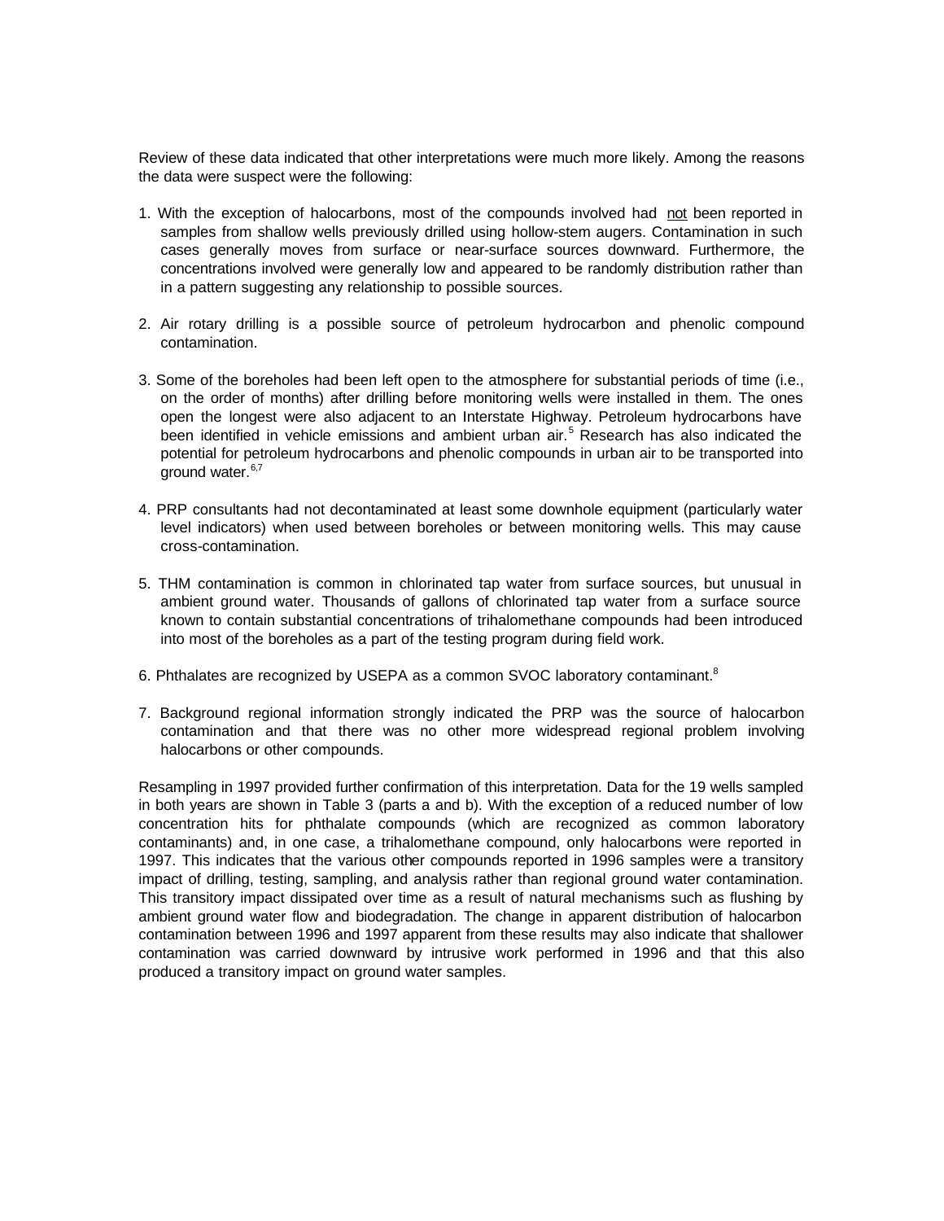Review of these data indicated that other interpretations were much more likely. Among the reasons the data were suspect were the following:

1. With the exception of halocarbons, most of the compounds involved had <u>not</u> been reported in samples from shallow wells previously drilled using hollow-stem augers. Contamination in such cases generally moves from surface or near-surface sources downward. Furthermore, the concentrations involved were generally low and appeared to be randomly distribution rather than in a pattern suggesting any relationship to possible sources.

2. Air rotary drilling is a possible source of petroleum hydrocarbon and phenolic compound contamination.

3. Some of the boreholes had been left open to the atmosphere for substantial periods of time (i.e., on the order of months) after drilling before monitoring wells were installed in them. The ones open the longest were also adjacent to an Interstate Highway. Petroleum hydrocarbons have been identified in vehicle emissions and ambient urban air.[5] Research has also indicated the potential for petroleum hydrocarbons and phenolic compounds in urban air to be transported into ground water.[6,7]

4. PRP consultants had not decontaminated at least some downhole equipment (particularly water level indicators) when used between boreholes or between monitoring wells. This may cause cross-contamination.

5. THM contamination is common in chlorinated tap water from surface sources, but unusual in ambient ground water. Thousands of gallons of chlorinated tap water from a surface source known to contain substantial concentrations of trihalomethane compounds had been introduced into most of the boreholes as a part of the testing program during field work.

6. Phthalates are recognized by USEPA as a common SVOC laboratory contaminant.[8]

7. Background regional information strongly indicated the PRP was the source of halocarbon contamination and that there was no other more widespread regional problem involving halocarbons or other compounds.

Resampling in 1997 provided further confirmation of this interpretation. Data for the 19 wells sampled in both years are shown in Table 3 (parts a and b). With the exception of a reduced number of low concentration hits for phthalate compounds (which are recognized as common laboratory contaminants) and, in one case, a trihalomethane compound, only halocarbons were reported in 1997. This indicates that the various other compounds reported in 1996 samples were a transitory impact of drilling, testing, sampling, and analysis rather than regional ground water contamination. This transitory impact dissipated over time as a result of natural mechanisms such as flushing by ambient ground water flow and biodegradation. The change in apparent distribution of halocarbon contamination between 1996 and 1997 apparent from these results may also indicate that shallower contamination was carried downward by intrusive work performed in 1996 and that this also produced a transitory impact on ground water samples.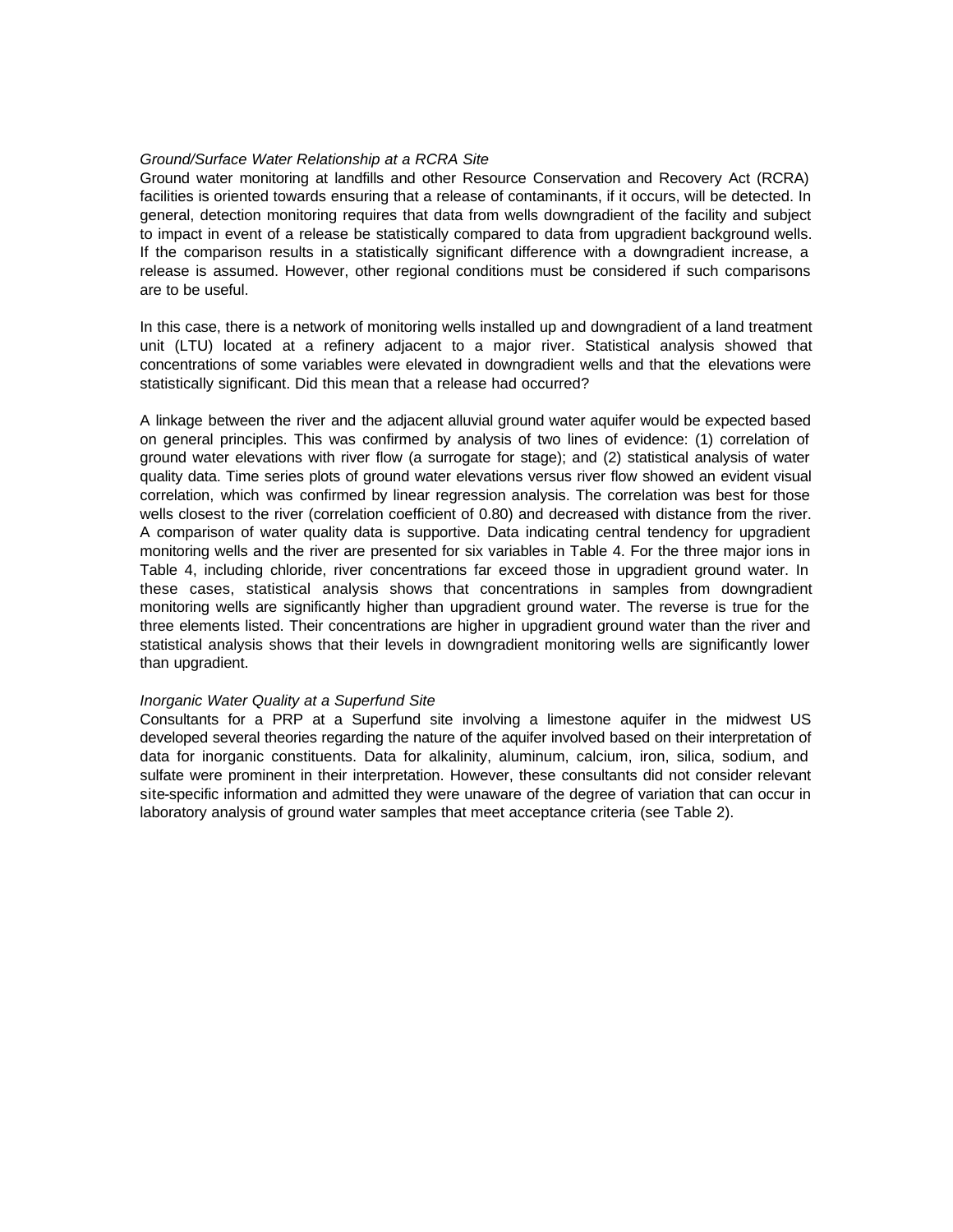*Ground/Surface Water Relationship at a RCRA Site*

Ground water monitoring at landfills and other Resource Conservation and Recovery Act (RCRA) facilities is oriented towards ensuring that a release of contaminants, if it occurs, will be detected. In general, detection monitoring requires that data from wells downgradient of the facility and subject to impact in event of a release be statistically compared to data from upgradient background wells. If the comparison results in a statistically significant difference with a downgradient increase, a release is assumed. However, other regional conditions must be considered if such comparisons are to be useful.

In this case, there is a network of monitoring wells installed up and downgradient of a land treatment unit (LTU) located at a refinery adjacent to a major river. Statistical analysis showed that concentrations of some variables were elevated in downgradient wells and that the elevations were statistically significant. Did this mean that a release had occurred?

A linkage between the river and the adjacent alluvial ground water aquifer would be expected based on general principles. This was confirmed by analysis of two lines of evidence: (1) correlation of ground water elevations with river flow (a surrogate for stage); and (2) statistical analysis of water quality data. Time series plots of ground water elevations versus river flow showed an evident visual correlation, which was confirmed by linear regression analysis. The correlation was best for those wells closest to the river (correlation coefficient of 0.80) and decreased with distance from the river. A comparison of water quality data is supportive. Data indicating central tendency for upgradient monitoring wells and the river are presented for six variables in Table 4. For the three major ions in Table 4, including chloride, river concentrations far exceed those in upgradient ground water. In these cases, statistical analysis shows that concentrations in samples from downgradient monitoring wells are significantly higher than upgradient ground water. The reverse is true for the three elements listed. Their concentrations are higher in upgradient ground water than the river and statistical analysis shows that their levels in downgradient monitoring wells are significantly lower than upgradient.

*Inorganic Water Quality at a Superfund Site*

Consultants for a PRP at a Superfund site involving a limestone aquifer in the midwest US developed several theories regarding the nature of the aquifer involved based on their interpretation of data for inorganic constituents. Data for alkalinity, aluminum, calcium, iron, silica, sodium, and sulfate were prominent in their interpretation. However, these consultants did not consider relevant site-specific information and admitted they were unaware of the degree of variation that can occur in laboratory analysis of ground water samples that meet acceptance criteria (see Table 2).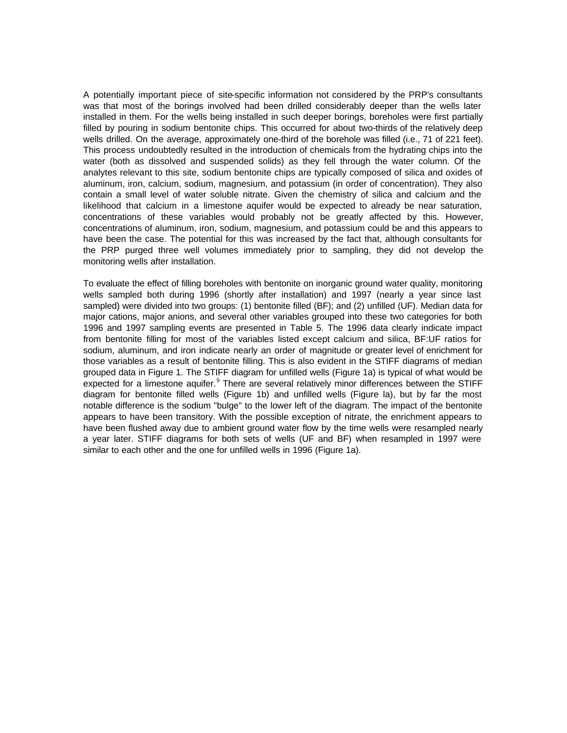A potentially important piece of site-specific information not considered by the PRP's consultants was that most of the borings involved had been drilled considerably deeper than the wells later installed in them. For the wells being installed in such deeper borings, boreholes were first partially filled by pouring in sodium bentonite chips. This occurred for about two-thirds of the relatively deep wells drilled. On the average, approximately one-third of the borehole was filled (i.e., 71 of 221 feet). This process undoubtedly resulted in the introduction of chemicals from the hydrating chips into the water (both as dissolved and suspended solids) as they fell through the water column. Of the analytes relevant to this site, sodium bentonite chips are typically composed of silica and oxides of aluminum, iron, calcium, sodium, magnesium, and potassium (in order of concentration). They also contain a small level of water soluble nitrate. Given the chemistry of silica and calcium and the likelihood that calcium in a limestone aquifer would be expected to already be near saturation, concentrations of these variables would probably not be greatly affected by this. However, concentrations of aluminum, iron, sodium, magnesium, and potassium could be and this appears to have been the case. The potential for this was increased by the fact that, although consultants for the PRP purged three well volumes immediately prior to sampling, they did not develop the monitoring wells after installation.

To evaluate the effect of filling boreholes with bentonite on inorganic ground water quality, monitoring wells sampled both during 1996 (shortly after installation) and 1997 (nearly a year since last sampled) were divided into two groups: (1) bentonite filled (BF); and (2) unfilled (UF). Median data for major cations, major anions, and several other variables grouped into these two categories for both 1996 and 1997 sampling events are presented in Table 5. The 1996 data clearly indicate impact from bentonite filling for most of the variables listed except calcium and silica, BF:UF ratios for sodium, aluminum, and iron indicate nearly an order of magnitude or greater level of enrichment for those variables as a result of bentonite filling. This is also evident in the STIFF diagrams of median grouped data in Figure 1. The STIFF diagram for unfilled wells (Figure 1a) is typical of what would be expected for a limestone aquifer.[9] There are several relatively minor differences between the STIFF diagram for bentonite filled wells (Figure 1b) and unfilled wells (Figure la), but by far the most notable difference is the sodium "bulge" to the lower left of the diagram. The impact of the bentonite appears to have been transitory. With the possible exception of nitrate, the enrichment appears to have been flushed away due to ambient ground water flow by the time wells were resampled nearly a year later. STIFF diagrams for both sets of wells (UF and BF) when resampled in 1997 were similar to each other and the one for unfilled wells in 1996 (Figure 1a).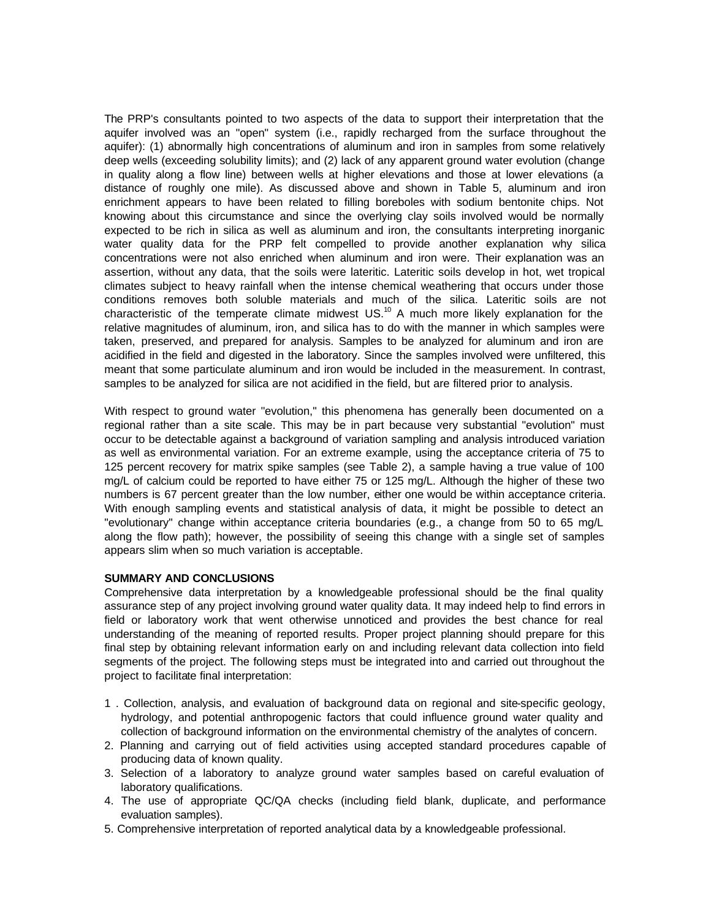The PRP's consultants pointed to two aspects of the data to support their interpretation that the aquifer involved was an "open" system (i.e., rapidly recharged from the surface throughout the aquifer): (1) abnormally high concentrations of aluminum and iron in samples from some relatively deep wells (exceeding solubility limits); and (2) lack of any apparent ground water evolution (change in quality along a flow line) between wells at higher elevations and those at lower elevations (a distance of roughly one mile). As discussed above and shown in Table 5, aluminum and iron enrichment appears to have been related to filling boreboles with sodium bentonite chips. Not knowing about this circumstance and since the overlying clay soils involved would be normally expected to be rich in silica as well as aluminum and iron, the consultants interpreting inorganic water quality data for the PRP felt compelled to provide another explanation why silica concentrations were not also enriched when aluminum and iron were. Their explanation was an assertion, without any data, that the soils were lateritic. Lateritic soils develop in hot, wet tropical climates subject to heavy rainfall when the intense chemical weathering that occurs under those conditions removes both soluble materials and much of the silica. Lateritic soils are not characteristic of the temperate climate midwest US.[10] A much more likely explanation for the relative magnitudes of aluminum, iron, and silica has to do with the manner in which samples were taken, preserved, and prepared for analysis. Samples to be analyzed for aluminum and iron are acidified in the field and digested in the laboratory. Since the samples involved were unfiltered, this meant that some particulate aluminum and iron would be included in the measurement. In contrast, samples to be analyzed for silica are not acidified in the field, but are filtered prior to analysis.

With respect to ground water "evolution," this phenomena has generally been documented on a regional rather than a site scale. This may be in part because very substantial "evolution" must occur to be detectable against a background of variation sampling and analysis introduced variation as well as environmental variation. For an extreme example, using the acceptance criteria of 75 to 125 percent recovery for matrix spike samples (see Table 2), a sample having a true value of 100 mg/L of calcium could be reported to have either 75 or 125 mg/L. Although the higher of these two numbers is 67 percent greater than the low number, either one would be within acceptance criteria. With enough sampling events and statistical analysis of data, it might be possible to detect an "evolutionary" change within acceptance criteria boundaries (e.g., a change from 50 to 65 mg/L along the flow path); however, the possibility of seeing this change with a single set of samples appears slim when so much variation is acceptable.

## SUMMARY AND CONCLUSIONS

Comprehensive data interpretation by a knowledgeable professional should be the final quality assurance step of any project involving ground water quality data. It may indeed help to find errors in field or laboratory work that went otherwise unnoticed and provides the best chance for real understanding of the meaning of reported results. Proper project planning should prepare for this final step by obtaining relevant information early on and including relevant data collection into field segments of the project. The following steps must be integrated into and carried out throughout the project to facilitate final interpretation:

1. Collection, analysis, and evaluation of background data on regional and site-specific geology, hydrology, and potential anthropogenic factors that could influence ground water quality and collection of background information on the environmental chemistry of the analytes of concern.
2. Planning and carrying out of field activities using accepted standard procedures capable of producing data of known quality.
3. Selection of a laboratory to analyze ground water samples based on careful evaluation of laboratory qualifications.
4. The use of appropriate QC/QA checks (including field blank, duplicate, and performance evaluation samples).
5. Comprehensive interpretation of reported analytical data by a knowledgeable professional.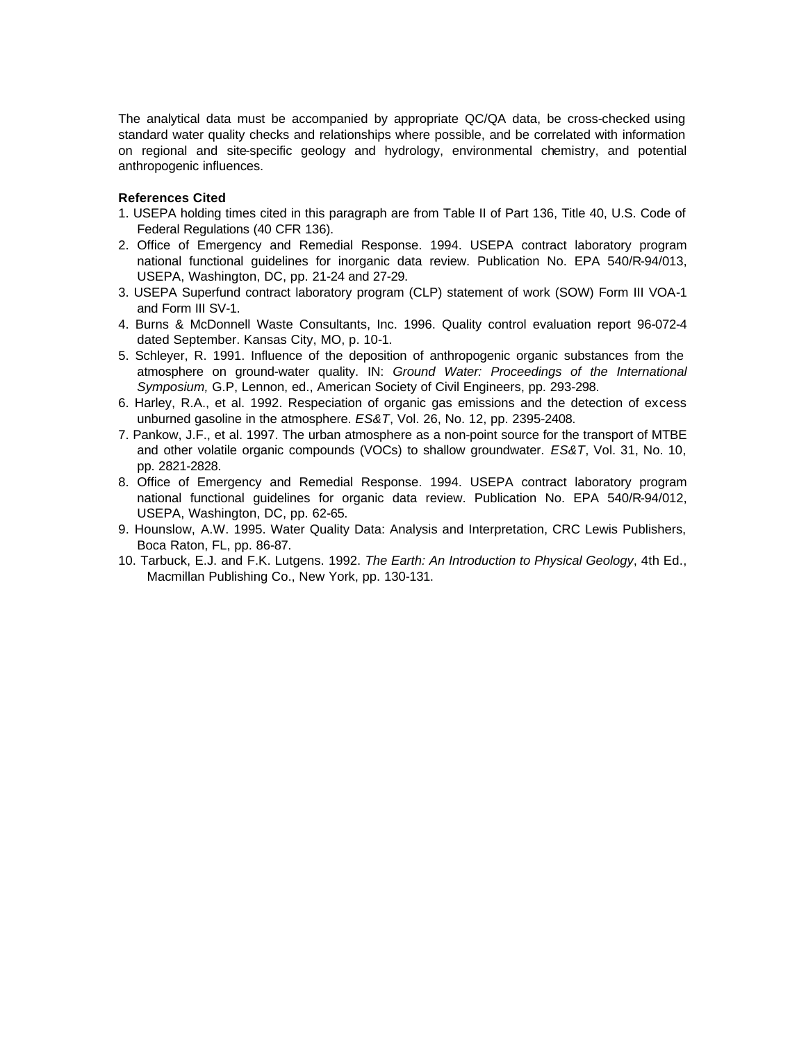The analytical data must be accompanied by appropriate QC/QA data, be cross-checked using standard water quality checks and relationships where possible, and be correlated with information on regional and site-specific geology and hydrology, environmental chemistry, and potential anthropogenic influences.

**References Cited**

1. USEPA holding times cited in this paragraph are from Table II of Part 136, Title 40, U.S. Code of Federal Regulations (40 CFR 136).
2. Office of Emergency and Remedial Response. 1994. USEPA contract laboratory program national functional guidelines for inorganic data review. Publication No. EPA 540/R-94/013, USEPA, Washington, DC, pp. 21-24 and 27-29.
3. USEPA Superfund contract laboratory program (CLP) statement of work (SOW) Form III VOA-1 and Form III SV-1.
4. Burns & McDonnell Waste Consultants, Inc. 1996. Quality control evaluation report 96-072-4 dated September. Kansas City, MO, p. 10-1.
5. Schleyer, R. 1991. Influence of the deposition of anthropogenic organic substances from the atmosphere on ground-water quality. IN: *Ground Water: Proceedings of the International Symposium,* G.P, Lennon, ed., American Society of Civil Engineers, pp. 293-298.
6. Harley, R.A., et al. 1992. Respeciation of organic gas emissions and the detection of excess unburned gasoline in the atmosphere. *ES&T*, Vol. 26, No. 12, pp. 2395-2408.
7. Pankow, J.F., et al. 1997. The urban atmosphere as a non-point source for the transport of MTBE and other volatile organic compounds (VOCs) to shallow groundwater. *ES&T*, Vol. 31, No. 10, pp. 2821-2828.
8. Office of Emergency and Remedial Response. 1994. USEPA contract laboratory program national functional guidelines for organic data review. Publication No. EPA 540/R-94/012, USEPA, Washington, DC, pp. 62-65.
9. Hounslow, A.W. 1995. Water Quality Data: Analysis and Interpretation, CRC Lewis Publishers, Boca Raton, FL, pp. 86-87.
10. Tarbuck, E.J. and F.K. Lutgens. 1992. *The Earth: An Introduction to Physical Geology*, 4th Ed., Macmillan Publishing Co., New York, pp. 130-131.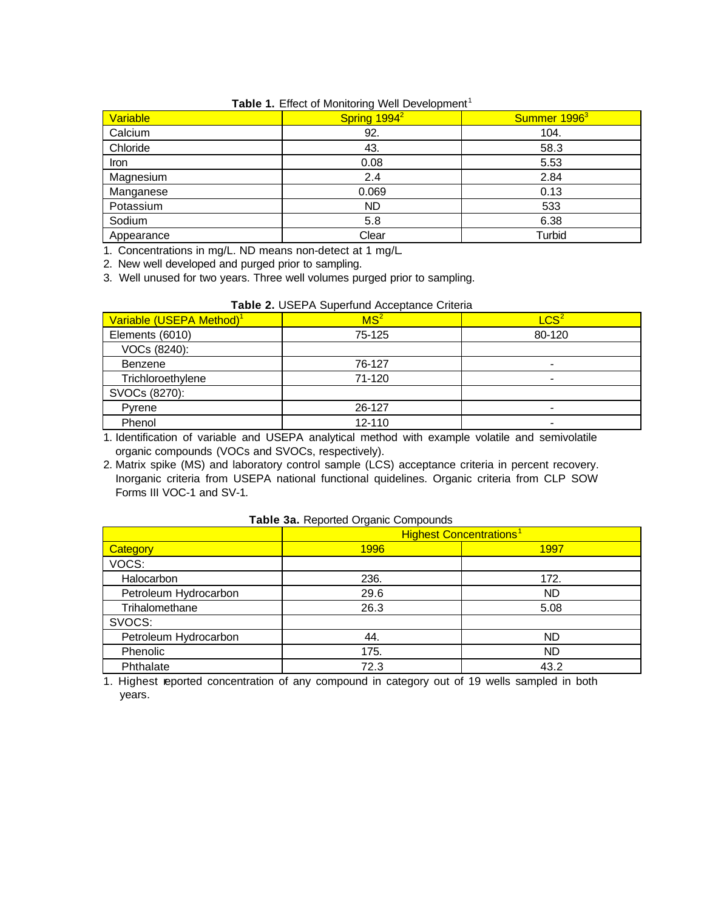**Table 1.** Effect of Monitoring Well Development[1]

| Variable | Spring 1994[2] | Summer 1996[3] |
|---|---|---|
| Calcium | 92. | 104. |
| Chloride | 43. | 58.3 |
| Iron | 0.08 | 5.53 |
| Magnesium | 2.4 | 2.84 |
| Manganese | 0.069 | 0.13 |
| Potassium | ND | 533 |
| Sodium | 5.8 | 6.38 |
| Appearance | Clear | Turbid |

1. Concentrations in mg/L. ND means non-detect at 1 mg/L.
2. New well developed and purged prior to sampling.
3. Well unused for two years. Three well volumes purged prior to sampling.

**Table 2.** USEPA Superfund Acceptance Criteria

| Variable (USEPA Method)[1] | MS[2] | LCS[2] |
|---|---|---|
| Elements (6010) | 75-125 | 80-120 |
| VOCs (8240): | | |
| Benzene | 76-127 | - |
| Trichloroethylene | 71-120 | - |
| SVOCs (8270): | | |
| Pyrene | 26-127 | - |
| Phenol | 12-110 | - |

1. Identification of variable and USEPA analytical method with example volatile and semivolatile organic compounds (VOCs and SVOCs, respectively).
2. Matrix spike (MS) and laboratory control sample (LCS) acceptance criteria in percent recovery. Inorganic criteria from USEPA national functional guidelines. Organic criteria from CLP SOW Forms III VOC-1 and SV-1.

**Table 3a.** Reported Organic Compounds

| | Highest Concentrations[1] | |
|---|---|---|
| Category | 1996 | 1997 |
| VOCS: | | |
| Halocarbon | 236. | 172. |
| Petroleum Hydrocarbon | 29.6 | ND |
| Trihalomethane | 26.3 | 5.08 |
| SVOCS: | | |
| Petroleum Hydrocarbon | 44. | ND |
| Phenolic | 175. | ND |
| Phthalate | 72.3 | 43.2 |

1. Highest reported concentration of any compound in category out of 19 wells sampled in both years.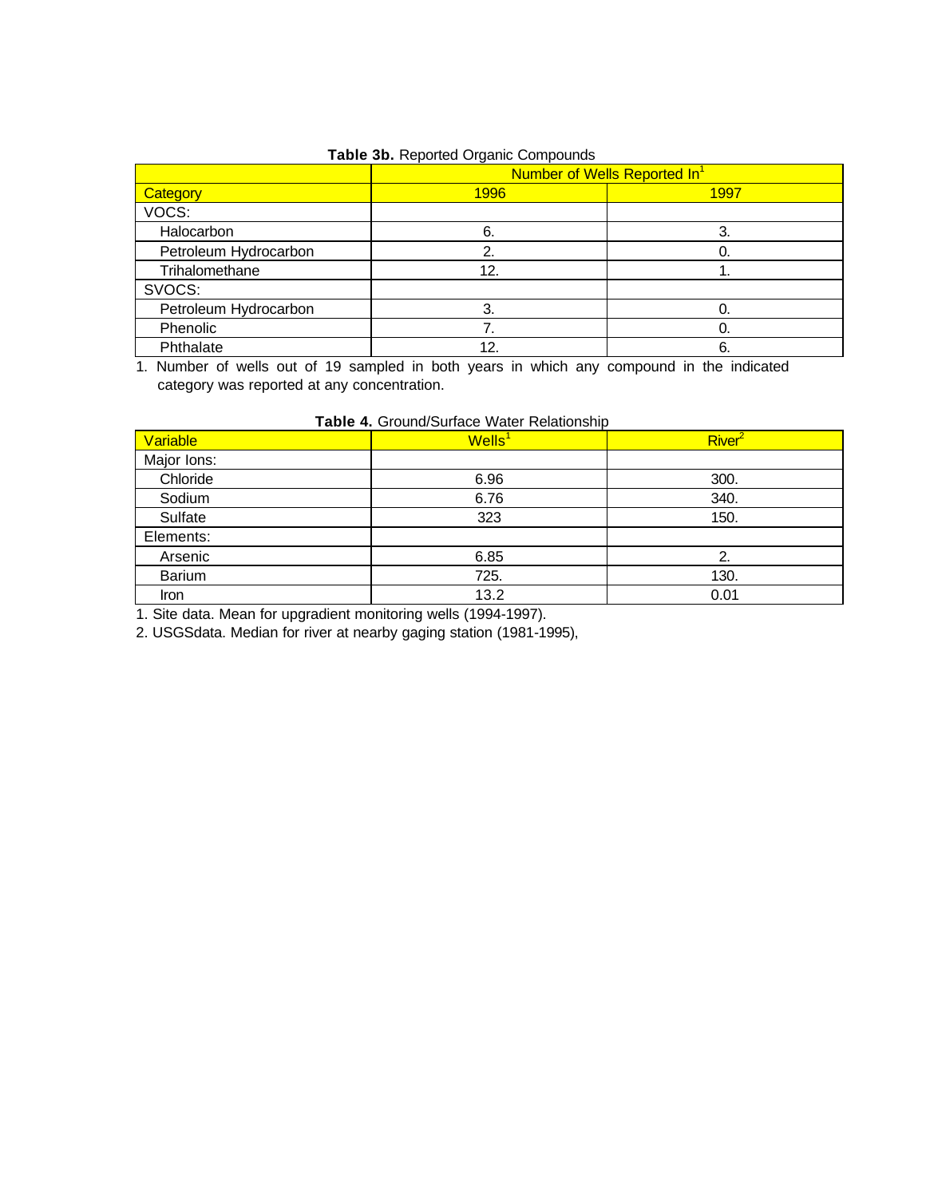**Table 3b.** Reported Organic Compounds

| Category | Number of Wells Reported In[1] | |
|---|---|---|
| | 1996 | 1997 |
| VOCS: | | |
| Halocarbon | 6. | 3. |
| Petroleum Hydrocarbon | 2. | 0. |
| Trihalomethane | 12. | 1. |
| SVOCS: | | |
| Petroleum Hydrocarbon | 3. | 0. |
| Phenolic | 7. | 0. |
| Phthalate | 12. | 6. |

1. Number of wells out of 19 sampled in both years in which any compound in the indicated category was reported at any concentration.

**Table 4.** Ground/Surface Water Relationship

| Variable | Wells[1] | River[2] |
|---|---|---|
| Major Ions: | | |
| Chloride | 6.96 | 300. |
| Sodium | 6.76 | 340. |
| Sulfate | 323 | 150. |
| Elements: | | |
| Arsenic | 6.85 | 2. |
| Barium | 725. | 130. |
| Iron | 13.2 | 0.01 |

1. Site data. Mean for upgradient monitoring wells (1994-1997).
2. USGSdata. Median for river at nearby gaging station (1981-1995),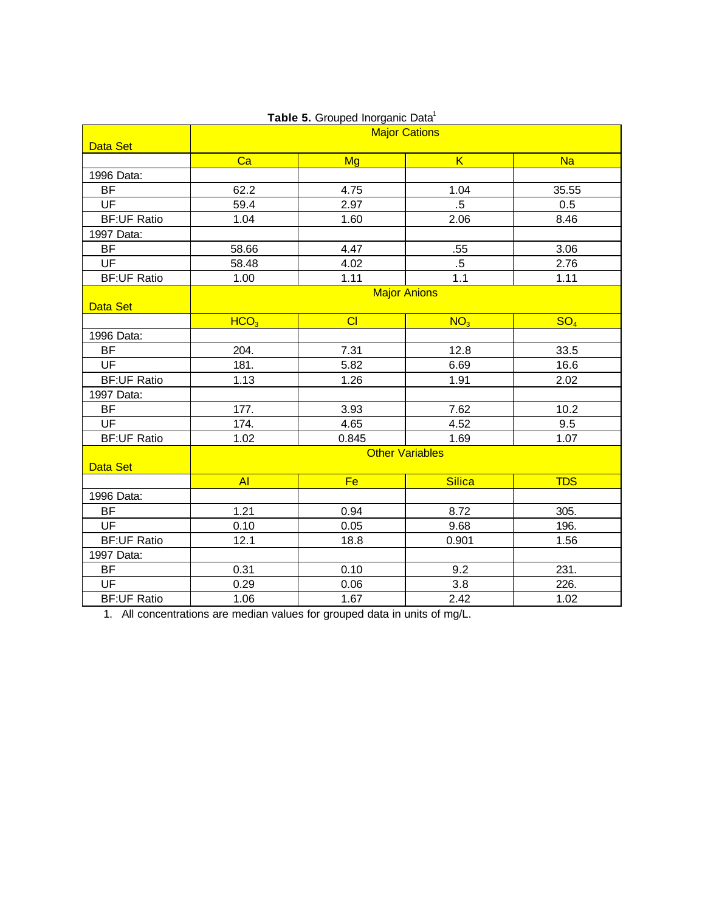**Table 5.** Grouped Inorganic Data[1]

| Data Set | Major Cations | | | |
|---|---|---|---|---|
| | Ca | Mg | K | Na |
| 1996 Data: | | | | |
| BF | 62.2 | 4.75 | 1.04 | 35.55 |
| UF | 59.4 | 2.97 | .5 | 0.5 |
| BF:UF Ratio | 1.04 | 1.60 | 2.06 | 8.46 |
| 1997 Data: | | | | |
| BF | 58.66 | 4.47 | .55 | 3.06 |
| UF | 58.48 | 4.02 | .5 | 2.76 |
| BF:UF Ratio | 1.00 | 1.11 | 1.1 | 1.11 |
| **Data Set** | **Major Anions** | | | |
| | $HCO_3$ | Cl | $NO_3$ | $SO_4$ |
| 1996 Data: | | | | |
| BF | 204. | 7.31 | 12.8 | 33.5 |
| UF | 181. | 5.82 | 6.69 | 16.6 |
| BF:UF Ratio | 1.13 | 1.26 | 1.91 | 2.02 |
| 1997 Data: | | | | |
| BF | 177. | 3.93 | 7.62 | 10.2 |
| UF | 174. | 4.65 | 4.52 | 9.5 |
| BF:UF Ratio | 1.02 | 0.845 | 1.69 | 1.07 |
| **Data Set** | **Other Variables** | | | |
| | Al | Fe | Silica | TDS |
| 1996 Data: | | | | |
| BF | 1.21 | 0.94 | 8.72 | 305. |
| UF | 0.10 | 0.05 | 9.68 | 196. |
| BF:UF Ratio | 12.1 | 18.8 | 0.901 | 1.56 |
| 1997 Data: | | | | |
| BF | 0.31 | 0.10 | 9.2 | 231. |
| UF | 0.29 | 0.06 | 3.8 | 226. |
| BF:UF Ratio | 1.06 | 1.67 | 2.42 | 1.02 |

1. All concentrations are median values for grouped data in units of mg/L.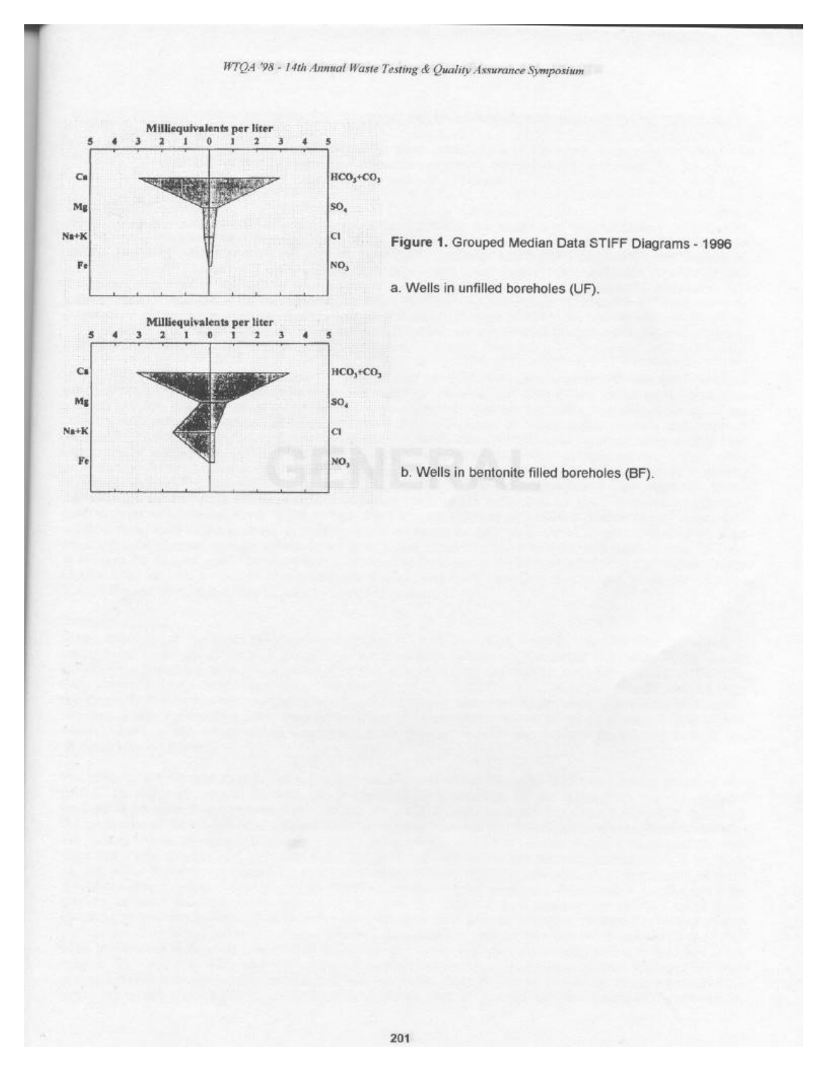Milliequivalents per liter

5 4 3 2 1 0 1 2 3 4 5

Ca HCO$_3$+CO$_3$

Mg SO$_4$

Na+K Cl

Fe NO$_3$

Milliequivalents per liter

5 4 3 2 1 0 1 2 3 4 5

Ca HCO$_3$+CO$_3$

Mg SO$_4$

Na+K Cl

Fe NO$_3$

**Figure 1.** Grouped Median Data STIFF Diagrams - 1996

a. Wells in unfilled boreholes (UF).

b. Wells in bentonite filled boreholes (BF).